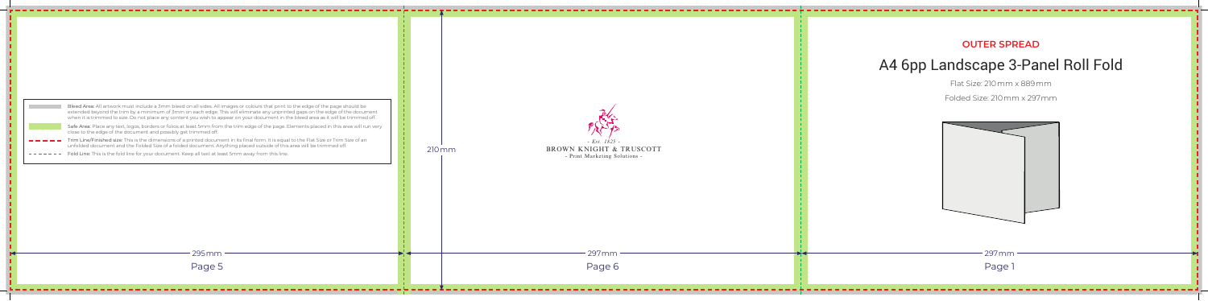Bleed Area: All artwork must include a 3mm bleed on all sides. All images or colours that print to the edge of the page should be extended beyond the trim by a minimum of 3mm on each edge. This will eliminate any unprinted gaps on the edge of the document when it is trimmed to size. Do not place any content you wish to appear on your document in the bleed area as it will be trimmed off.

Safe Area: Place any text, logos, borders or folios at least 5mm from the trim edge of the page. Elements placed in this area will run very close to the edge of the document and possibly get trimmed off.

Trim Line/Finished size: This is the dimensions of a printed document in its final form. It is equal to the Flat Size or Trim Size of an unfolded document and the Folded Size of a folded document. Anything placed outside of this area will be trimmed off.

Fold Line: This is the fold line for your document. Keep all text at least 5mm away from this line.

295mm

Page 5

210mm

- Est. 1825 -

BROWN KNIGHT & TRUSCOTT

- Print Marketing Solutions -

297mm

Page 6

**OUTER SPREAD**

# A4 6pp Landscape 3-Panel Roll Fold

Flat Size: 210mm x 889mm

Folded Size: 210mm x 297mm

297mm

Page 1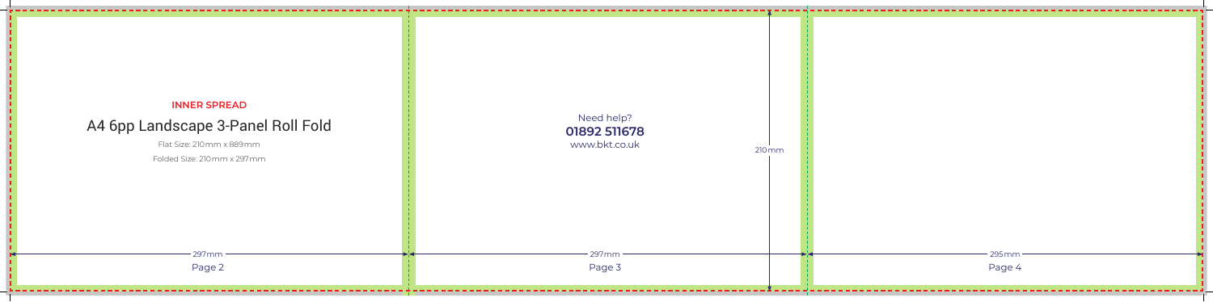**INNER SPREAD**

## A4 6pp Landscape 3-Panel Roll Fold

Flat Size: 210mm x 889mm

Folded Size: 210mm x 297mm

297mm

Page 2

Need help?

**01892 511678**

www.bkt.co.uk

210mm

297mm

Page 3

295mm

Page 4